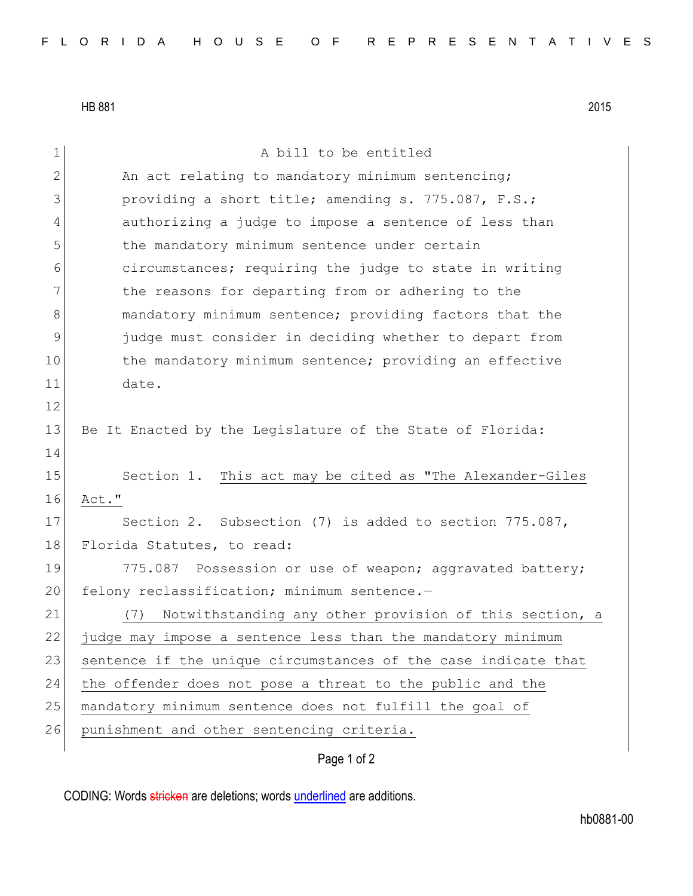HB 881 2015

A bill to be entitled

An act relating to mandatory minimum sentencing; providing a short title; amending s. 775.087, F.S.; authorizing a judge to impose a sentence of less than the mandatory minimum sentence under certain circumstances; requiring the judge to state in writing the reasons for departing from or adhering to the mandatory minimum sentence; providing factors that the judge must consider in deciding whether to depart from the mandatory minimum sentence; providing an effective date.

Be It Enacted by the Legislature of the State of Florida:

Section 1. This act may be cited as "The Alexander-Giles Act."

Section 2. Subsection (7) is added to section 775.087, Florida Statutes, to read:

775.087 Possession or use of weapon; aggravated battery; felony reclassification; minimum sentence.—

(7) Notwithstanding any other provision of this section, a judge may impose a sentence less than the mandatory minimum sentence if the unique circumstances of the case indicate that the offender does not pose a threat to the public and the mandatory minimum sentence does not fulfill the goal of punishment and other sentencing criteria.

CODING: Words stricken are deletions; words underlined are additions.

hb0881-00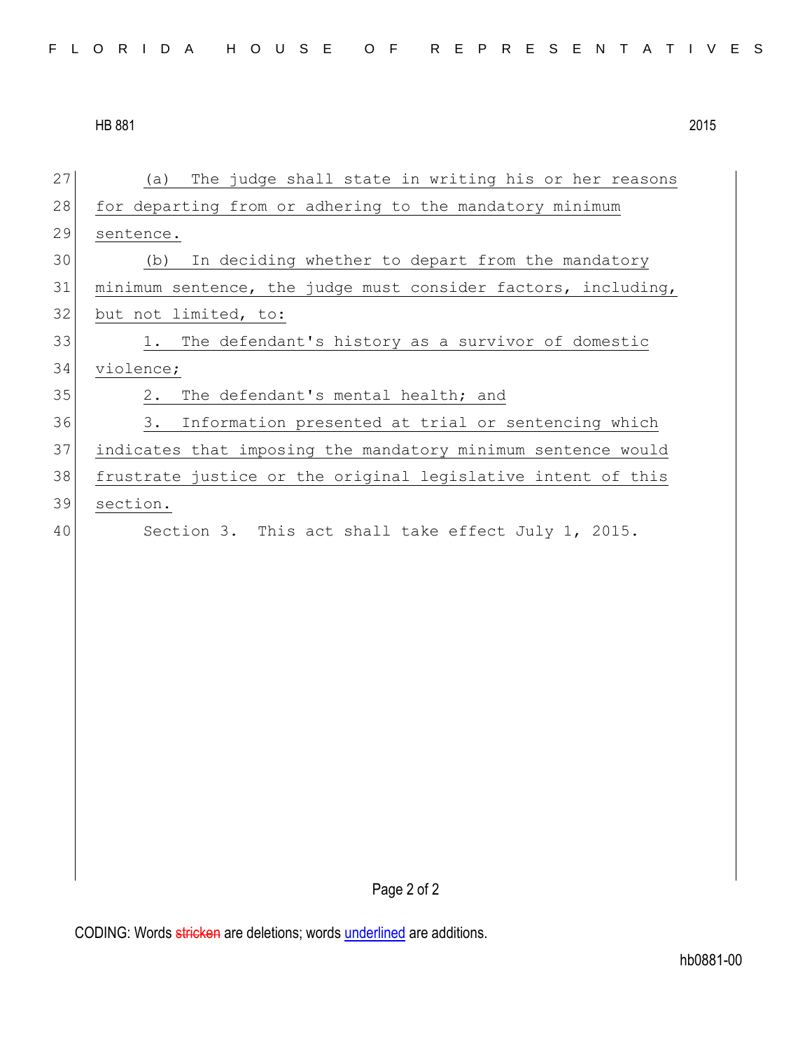(a) The judge shall state in writing his or her reasons for departing from or adhering to the mandatory minimum sentence.

(b) In deciding whether to depart from the mandatory minimum sentence, the judge must consider factors, including, but not limited, to:

1. The defendant's history as a survivor of domestic violence;

2. The defendant's mental health; and

3. Information presented at trial or sentencing which indicates that imposing the mandatory minimum sentence would frustrate justice or the original legislative intent of this section.

Section 3. This act shall take effect July 1, 2015.

CODING: Words ~~stricken~~ are deletions; words underlined are additions.